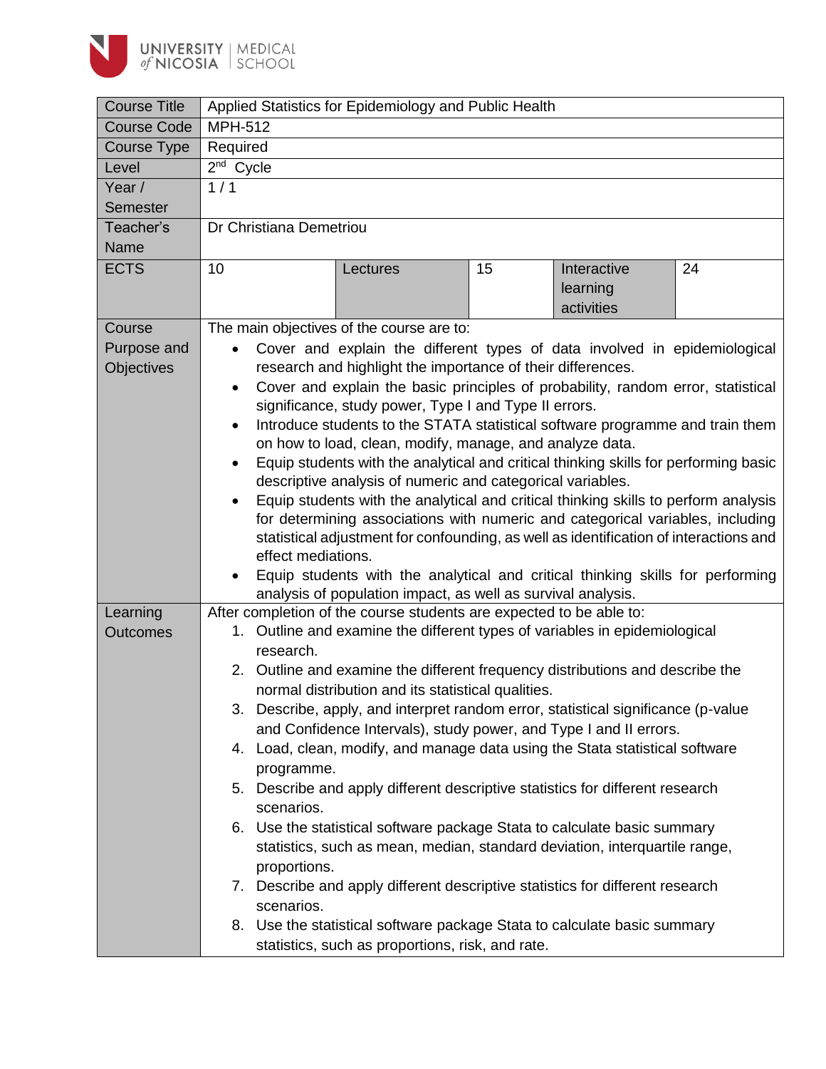| Course Title | Applied Statistics for Epidemiology and Public Health | | | | |
|---|---|---|---|---|---|
| Course Code | MPH-512 | | | | |
| Course Type | Required | | | | |
| Level | 2nd Cycle | | | | |
| Year / Semester | 1 / 1 | | | | |
| Teacher's Name | Dr Christiana Demetriou | | | | |
| ECTS | 10 | Lectures | 15 | Interactive learning activities | 24 |
| Course Purpose and Objectives | The main objectives of the course are to:<br>• Cover and explain the different types of data involved in epidemiological research and highlight the importance of their differences.<br>• Cover and explain the basic principles of probability, random error, statistical significance, study power, Type I and Type II errors.<br>• Introduce students to the STATA statistical software programme and train them on how to load, clean, modify, manage, and analyze data.<br>• Equip students with the analytical and critical thinking skills for performing basic descriptive analysis of numeric and categorical variables.<br>• Equip students with the analytical and critical thinking skills to perform analysis for determining associations with numeric and categorical variables, including statistical adjustment for confounding, as well as identification of interactions and effect mediations.<br>• Equip students with the analytical and critical thinking skills for performing analysis of population impact, as well as survival analysis. | | | | |
| Learning Outcomes | After completion of the course students are expected to be able to:<br>1. Outline and examine the different types of variables in epidemiological research.<br>2. Outline and examine the different frequency distributions and describe the normal distribution and its statistical qualities.<br>3. Describe, apply, and interpret random error, statistical significance (p-value and Confidence Intervals), study power, and Type I and II errors.<br>4. Load, clean, modify, and manage data using the Stata statistical software programme.<br>5. Describe and apply different descriptive statistics for different research scenarios.<br>6. Use the statistical software package Stata to calculate basic summary statistics, such as mean, median, standard deviation, interquartile range, proportions.<br>7. Describe and apply different descriptive statistics for different research scenarios.<br>8. Use the statistical software package Stata to calculate basic summary statistics, such as proportions, risk, and rate. | | | | |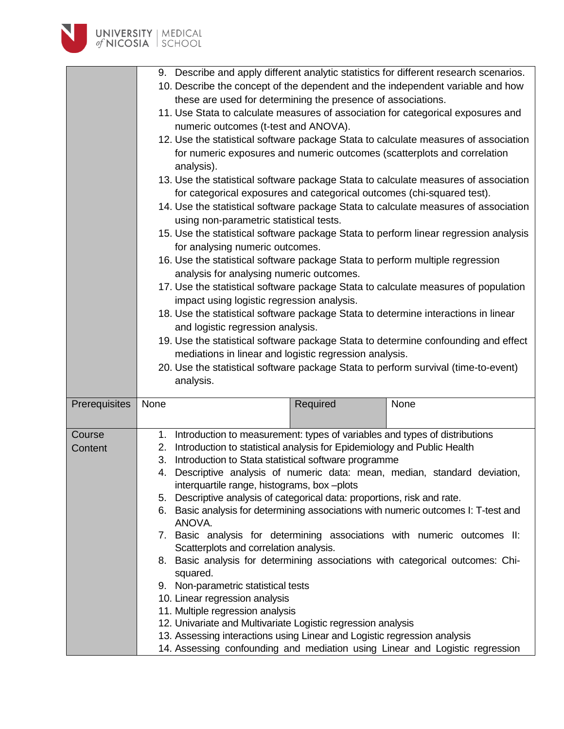| | | | |
|---|---|---|---|
| | 9. Describe and apply different analytic statistics for different research scenarios.<br>10. Describe the concept of the dependent and the independent variable and how these are used for determining the presence of associations.<br>11. Use Stata to calculate measures of association for categorical exposures and numeric outcomes (t-test and ANOVA).<br>12. Use the statistical software package Stata to calculate measures of association for numeric exposures and numeric outcomes (scatterplots and correlation analysis).<br>13. Use the statistical software package Stata to calculate measures of association for categorical exposures and categorical outcomes (chi-squared test).<br>14. Use the statistical software package Stata to calculate measures of association using non-parametric statistical tests.<br>15. Use the statistical software package Stata to perform linear regression analysis for analysing numeric outcomes.<br>16. Use the statistical software package Stata to perform multiple regression analysis for analysing numeric outcomes.<br>17. Use the statistical software package Stata to calculate measures of population impact using logistic regression analysis.<br>18. Use the statistical software package Stata to determine interactions in linear and logistic regression analysis.<br>19. Use the statistical software package Stata to determine confounding and effect mediations in linear and logistic regression analysis.<br>20. Use the statistical software package Stata to perform survival (time-to-event) analysis. | | |
| Prerequisites | None | Required | None |
| Course Content | 1. Introduction to measurement: types of variables and types of distributions<br>2. Introduction to statistical analysis for Epidemiology and Public Health<br>3. Introduction to Stata statistical software programme<br>4. Descriptive analysis of numeric data: mean, median, standard deviation, interquartile range, histograms, box –plots<br>5. Descriptive analysis of categorical data: proportions, risk and rate.<br>6. Basic analysis for determining associations with numeric outcomes I: T-test and ANOVA.<br>7. Basic analysis for determining associations with numeric outcomes II: Scatterplots and correlation analysis.<br>8. Basic analysis for determining associations with categorical outcomes: Chi-squared.<br>9. Non-parametric statistical tests<br>10. Linear regression analysis<br>11. Multiple regression analysis<br>12. Univariate and Multivariate Logistic regression analysis<br>13. Assessing interactions using Linear and Logistic regression analysis<br>14. Assessing confounding and mediation using Linear and Logistic regression | | |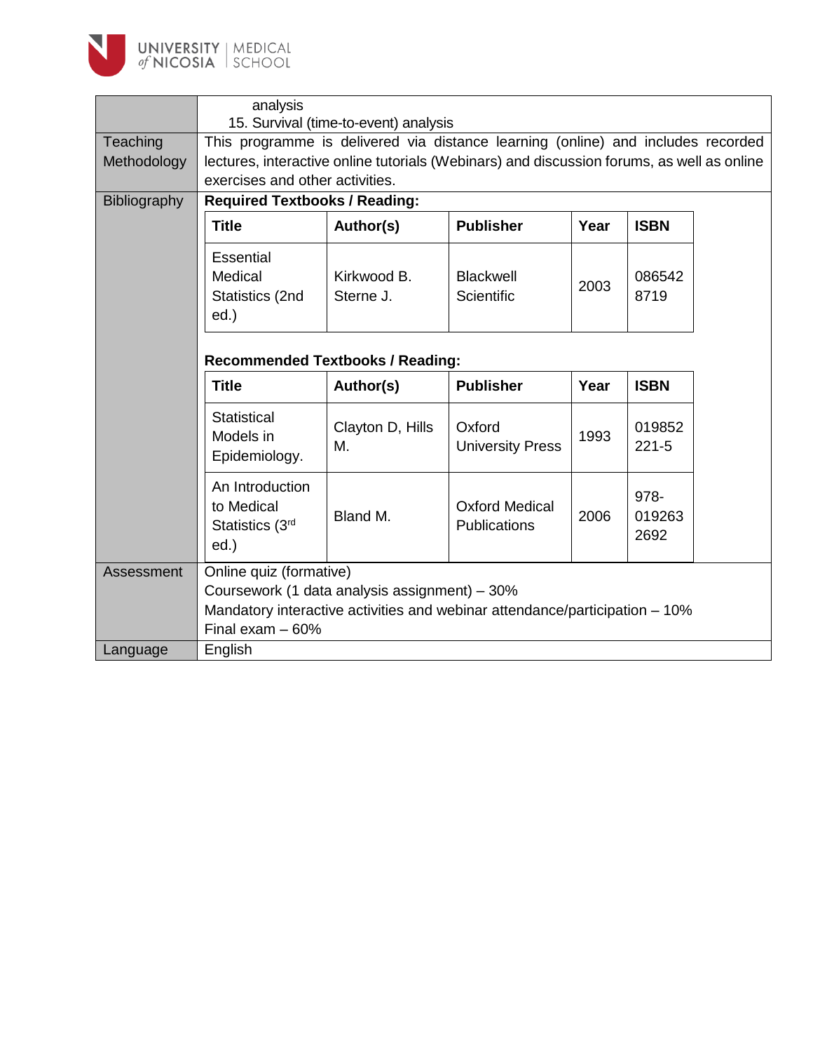| | |
|---|---|
| | analysis<br>15. Survival (time-to-event) analysis |
| Teaching Methodology | This programme is delivered via distance learning (online) and includes recorded lectures, interactive online tutorials (Webinars) and discussion forums, as well as online exercises and other activities. |
| Bibliography | **Required Textbooks / Reading:** |
| Assessment | Online quiz (formative)<br>Coursework (1 data analysis assignment) – 30%<br>Mandatory interactive activities and webinar attendance/participation – 10%<br>Final exam – 60% |
| Language | English |

**Required Textbooks / Reading:**

| Title | Author(s) | Publisher | Year | ISBN |
|---|---|---|---|---|
| Essential Medical Statistics (2nd ed.) | Kirkwood B. Sterne J. | Blackwell Scientific | 2003 | 0865428719 |

**Recommended Textbooks / Reading:**

| Title | Author(s) | Publisher | Year | ISBN |
|---|---|---|---|---|
| Statistical Models in Epidemiology. | Clayton D, Hills M. | Oxford University Press | 1993 | 019852221-5 |
| An Introduction to Medical Statistics (3rd ed.) | Bland M. | Oxford Medical Publications | 2006 | 978-0192632692 |